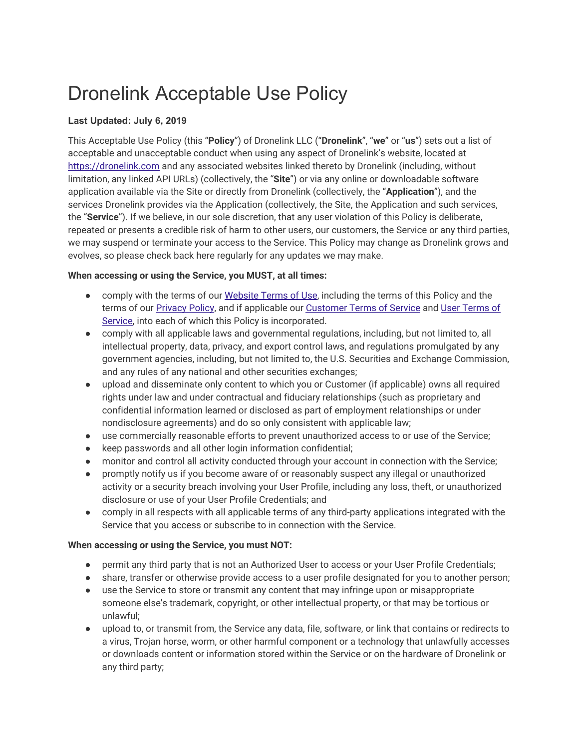# Dronelink Acceptable Use Policy

**Last Updated: July 6, 2019**

This Acceptable Use Policy (this "**Policy**") of Dronelink LLC ("**Dronelink**", "**we**" or "**us**") sets out a list of acceptable and unacceptable conduct when using any aspect of Dronelink's website, located at https://dronelink.com and any associated websites linked thereto by Dronelink (including, without limitation, any linked API URLs) (collectively, the "**Site**") or via any online or downloadable software application available via the Site or directly from Dronelink (collectively, the "**Application**"), and the services Dronelink provides via the Application (collectively, the Site, the Application and such services, the "**Service**"). If we believe, in our sole discretion, that any user violation of this Policy is deliberate, repeated or presents a credible risk of harm to other users, our customers, the Service or any third parties, we may suspend or terminate your access to the Service. This Policy may change as Dronelink grows and evolves, so please check back here regularly for any updates we may make.

**When accessing or using the Service, you MUST, at all times:**

- comply with the terms of our Website Terms of Use, including the terms of this Policy and the terms of our Privacy Policy, and if applicable our Customer Terms of Service and User Terms of Service, into each of which this Policy is incorporated.
- comply with all applicable laws and governmental regulations, including, but not limited to, all intellectual property, data, privacy, and export control laws, and regulations promulgated by any government agencies, including, but not limited to, the U.S. Securities and Exchange Commission, and any rules of any national and other securities exchanges;
- upload and disseminate only content to which you or Customer (if applicable) owns all required rights under law and under contractual and fiduciary relationships (such as proprietary and confidential information learned or disclosed as part of employment relationships or under nondisclosure agreements) and do so only consistent with applicable law;
- use commercially reasonable efforts to prevent unauthorized access to or use of the Service;
- keep passwords and all other login information confidential;
- monitor and control all activity conducted through your account in connection with the Service;
- promptly notify us if you become aware of or reasonably suspect any illegal or unauthorized activity or a security breach involving your User Profile, including any loss, theft, or unauthorized disclosure or use of your User Profile Credentials; and
- comply in all respects with all applicable terms of any third-party applications integrated with the Service that you access or subscribe to in connection with the Service.

**When accessing or using the Service, you must NOT:**

- permit any third party that is not an Authorized User to access or your User Profile Credentials;
- share, transfer or otherwise provide access to a user profile designated for you to another person;
- use the Service to store or transmit any content that may infringe upon or misappropriate someone else's trademark, copyright, or other intellectual property, or that may be tortious or unlawful;
- upload to, or transmit from, the Service any data, file, software, or link that contains or redirects to a virus, Trojan horse, worm, or other harmful component or a technology that unlawfully accesses or downloads content or information stored within the Service or on the hardware of Dronelink or any third party;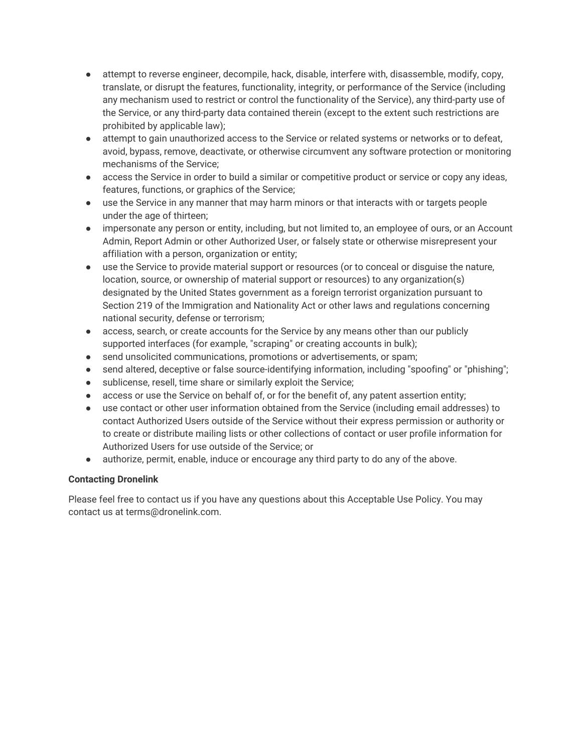- attempt to reverse engineer, decompile, hack, disable, interfere with, disassemble, modify, copy, translate, or disrupt the features, functionality, integrity, or performance of the Service (including any mechanism used to restrict or control the functionality of the Service), any third-party use of the Service, or any third-party data contained therein (except to the extent such restrictions are prohibited by applicable law);
- attempt to gain unauthorized access to the Service or related systems or networks or to defeat, avoid, bypass, remove, deactivate, or otherwise circumvent any software protection or monitoring mechanisms of the Service;
- access the Service in order to build a similar or competitive product or service or copy any ideas, features, functions, or graphics of the Service;
- use the Service in any manner that may harm minors or that interacts with or targets people under the age of thirteen;
- impersonate any person or entity, including, but not limited to, an employee of ours, or an Account Admin, Report Admin or other Authorized User, or falsely state or otherwise misrepresent your affiliation with a person, organization or entity;
- use the Service to provide material support or resources (or to conceal or disguise the nature, location, source, or ownership of material support or resources) to any organization(s) designated by the United States government as a foreign terrorist organization pursuant to Section 219 of the Immigration and Nationality Act or other laws and regulations concerning national security, defense or terrorism;
- access, search, or create accounts for the Service by any means other than our publicly supported interfaces (for example, "scraping" or creating accounts in bulk);
- send unsolicited communications, promotions or advertisements, or spam;
- send altered, deceptive or false source-identifying information, including "spoofing" or "phishing";
- sublicense, resell, time share or similarly exploit the Service;
- access or use the Service on behalf of, or for the benefit of, any patent assertion entity;
- use contact or other user information obtained from the Service (including email addresses) to contact Authorized Users outside of the Service without their express permission or authority or to create or distribute mailing lists or other collections of contact or user profile information for Authorized Users for use outside of the Service; or
- authorize, permit, enable, induce or encourage any third party to do any of the above.

**Contacting Dronelink**

Please feel free to contact us if you have any questions about this Acceptable Use Policy. You may contact us at terms@dronelink.com.